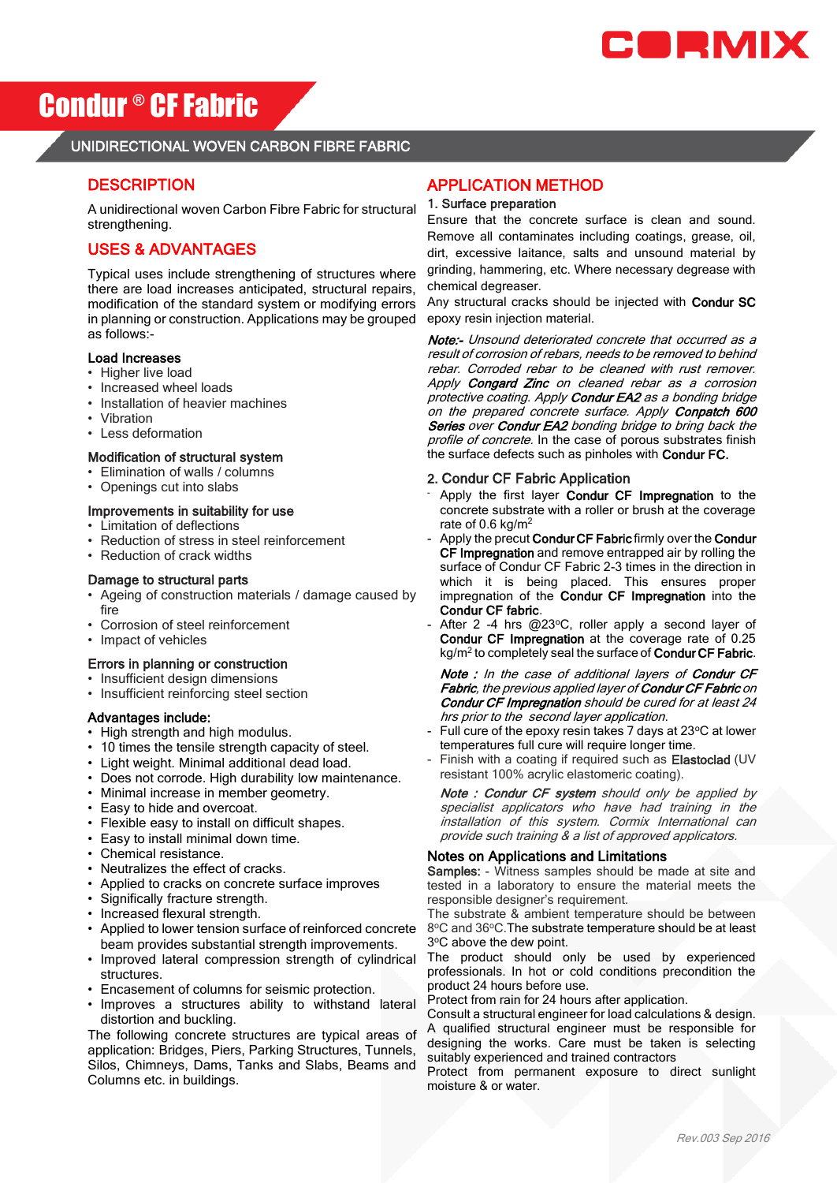# Condur ® CF Fabric

## UNIDIRECTIONAL WOVEN CARBON FIBRE FABRIC

## DESCRIPTION

A unidirectional woven Carbon Fibre Fabric for structural strengthening.

## USES & ADVANTAGES

Typical uses include strengthening of structures where there are load increases anticipated, structural repairs, modification of the standard system or modifying errors in planning or construction. Applications may be grouped as follows:-

### Load Increases

- Higher live load
- Increased wheel loads
- Installation of heavier machines
- Vibration
- Less deformation

### Modification of structural system

- Elimination of walls / columns
- Openings cut into slabs

### Improvements in suitability for use

- Limitation of deflections
- Reduction of stress in steel reinforcement
- Reduction of crack widths

### Damage to structural parts

- Ageing of construction materials / damage caused by fire
- Corrosion of steel reinforcement
- Impact of vehicles

### Errors in planning or construction

- Insufficient design dimensions
- Insufficient reinforcing steel section

### Advantages include:

- High strength and high modulus.
- 10 times the tensile strength capacity of steel.
- Light weight. Minimal additional dead load.
- Does not corrode. High durability low maintenance.
- Minimal increase in member geometry.
- Easy to hide and overcoat.
- Flexible easy to install on difficult shapes.
- Easy to install minimal down time.
- Chemical resistance.
- Neutralizes the effect of cracks.
- Applied to cracks on concrete surface improves
- Significally fracture strength.
- Increased flexural strength.
- Applied to lower tension surface of reinforced concrete beam provides substantial strength improvements.
- Improved lateral compression strength of cylindrical structures.
- Encasement of columns for seismic protection.
- Improves a structures ability to withstand lateral distortion and buckling.

The following concrete structures are typical areas of application: Bridges, Piers, Parking Structures, Tunnels, Silos, Chimneys, Dams, Tanks and Slabs, Beams and Columns etc. in buildings.

## APPLICATION METHOD

### 1. Surface preparation

Ensure that the concrete surface is clean and sound. Remove all contaminates including coatings, grease, oil, dirt, excessive laitance, salts and unsound material by grinding, hammering, etc. Where necessary degrease with chemical degreaser.

Any structural cracks should be injected with **Condur SC** epoxy resin injection material.

***Note:-*** *Unsound deteriorated concrete that occurred as a result of corrosion of rebars, needs to be removed to behind rebar. Corroded rebar to be cleaned with rust remover. Apply **Congard Zinc** on cleaned rebar as a corrosion protective coating. Apply **Condur EA2** as a bonding bridge on the prepared concrete surface. Apply **Conpatch 600 Series** over **Condur EA2** bonding bridge to bring back the profile of concrete.* In the case of porous substrates finish the surface defects such as pinholes with **Condur FC.**

### 2. Condur CF Fabric Application

- Apply the first layer **Condur CF Impregnation** to the concrete substrate with a roller or brush at the coverage rate of 0.6 kg/m$^2$
- Apply the precut **Condur CF Fabric** firmly over the **Condur CF Impregnation** and remove entrapped air by rolling the surface of Condur CF Fabric 2-3 times in the direction in which it is being placed. This ensures proper impregnation of the **Condur CF Impregnation** into the **Condur CF fabric**.
- After 2 -4 hrs @23$^o$C, roller apply a second layer of **Condur CF Impregnation** at the coverage rate of 0.25 kg/m$^2$ to completely seal the surface of **Condur CF Fabric**.

  ***Note :*** *In the case of additional layers of **Condur CF Fabric**, the previous applied layer of **Condur CF Fabric** on **Condur CF Impregnation** should be cured for at least 24 hrs prior to the second layer application.*
- Full cure of the epoxy resin takes 7 days at 23$^o$C at lower temperatures full cure will require longer time.
- Finish with a coating if required such as **Elastoclad** (UV resistant 100% acrylic elastomeric coating).

  ***Note : Condur CF system*** *should only be applied by specialist applicators who have had training in the installation of this system. Cormix International can provide such training & a list of approved applicators.*

### Notes on Applications and Limitations

**Samples:** - Witness samples should be made at site and tested in a laboratory to ensure the material meets the responsible designer's requirement.

The substrate & ambient temperature should be between 8$^o$C and 36$^o$C.The substrate temperature should be at least 3$^o$C above the dew point.

The product should only be used by experienced professionals. In hot or cold conditions precondition the product 24 hours before use.

Protect from rain for 24 hours after application.

Consult a structural engineer for load calculations & design.

A qualified structural engineer must be responsible for designing the works. Care must be taken is selecting suitably experienced and trained contractors

Protect from permanent exposure to direct sunlight moisture & or water.

*Rev.003 Sep 2016*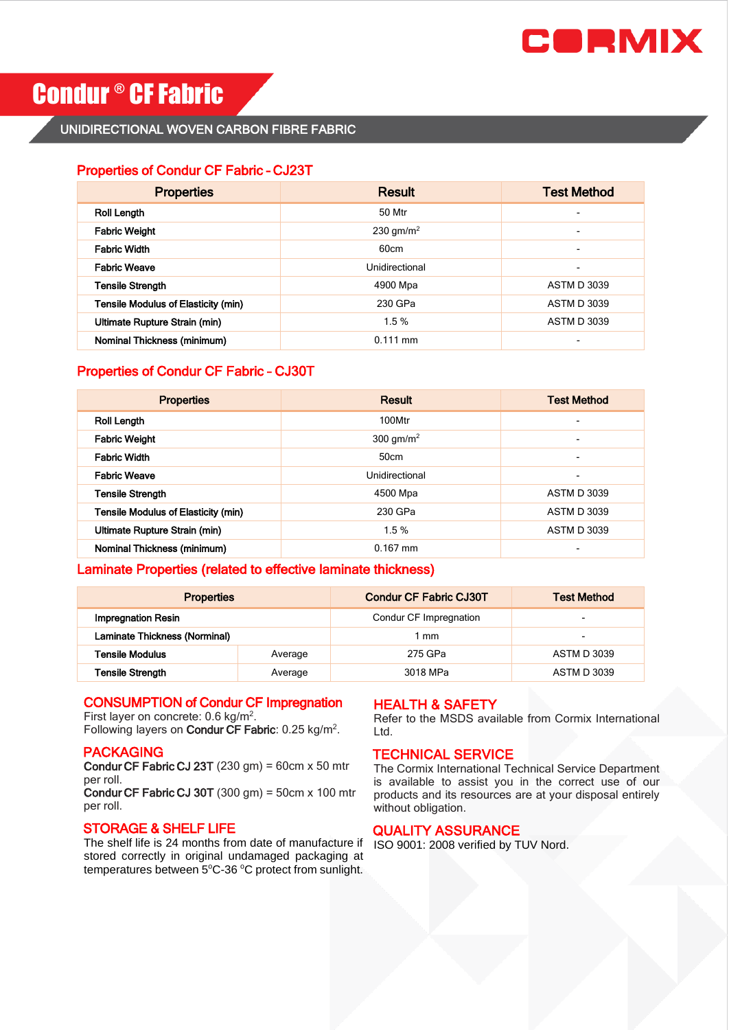# Condur ® CF Fabric

## UNIDIRECTIONAL WOVEN CARBON FIBRE FABRIC

### Properties of Condur CF Fabric - CJ23T

| Properties | Result | Test Method |
|---|---|---|
| Roll Length | 50 Mtr | - |
| Fabric Weight | 230 gm/m$^2$ | - |
| Fabric Width | 60cm | - |
| Fabric Weave | Unidirectional | - |
| Tensile Strength | 4900 Mpa | ASTM D 3039 |
| Tensile Modulus of Elasticity (min) | 230 GPa | ASTM D 3039 |
| Ultimate Rupture Strain (min) | 1.5 % | ASTM D 3039 |
| Nominal Thickness (minimum) | 0.111 mm | - |

### Properties of Condur CF Fabric - CJ30T

| Properties | Result | Test Method |
|---|---|---|
| Roll Length | 100Mtr | - |
| Fabric Weight | 300 gm/m$^2$ | - |
| Fabric Width | 50cm | - |
| Fabric Weave | Unidirectional | - |
| Tensile Strength | 4500 Mpa | ASTM D 3039 |
| Tensile Modulus of Elasticity (min) | 230 GPa | ASTM D 3039 |
| Ultimate Rupture Strain (min) | 1.5 % | ASTM D 3039 |
| Nominal Thickness (minimum) | 0.167 mm | - |

### Laminate Properties (related to effective laminate thickness)

| Properties | | Condur CF Fabric CJ30T | Test Method |
|---|---|---|---|
| Impregnation Resin | | Condur CF Impregnation | - |
| Laminate Thickness (Norminal) | | 1 mm | - |
| Tensile Modulus | Average | 275 GPa | ASTM D 3039 |
| Tensile Strength | Average | 3018 MPa | ASTM D 3039 |

### CONSUMPTION of Condur CF Impregnation

First layer on concrete: 0.6 kg/m$^2$.
Following layers on **Condur CF Fabric**: 0.25 kg/m$^2$.

### PACKAGING

**Condur CF Fabric CJ 23T** (230 gm) = 60cm x 50 mtr per roll.
**Condur CF Fabric CJ 30T** (300 gm) = 50cm x 100 mtr per roll.

### STORAGE & SHELF LIFE

The shelf life is 24 months from date of manufacture if stored correctly in original undamaged packaging at temperatures between 5$^o$C-36 $^o$C protect from sunlight.

### HEALTH & SAFETY

Refer to the MSDS available from Cormix International Ltd.

### TECHNICAL SERVICE

The Cormix International Technical Service Department is available to assist you in the correct use of our products and its resources are at your disposal entirely without obligation.

### QUALITY ASSURANCE

ISO 9001: 2008 verified by TUV Nord.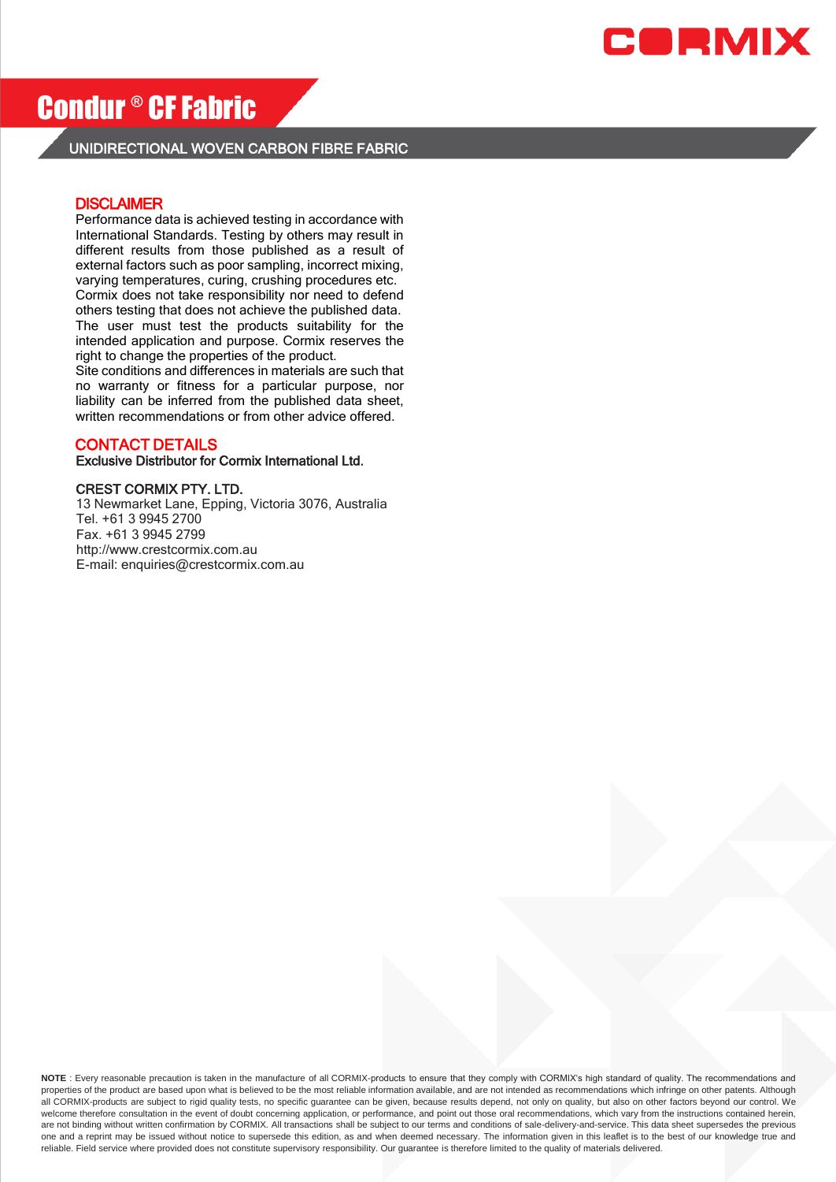# Condur ® CF Fabric

## UNIDIRECTIONAL WOVEN CARBON FIBRE FABRIC

### DISCLAIMER

Performance data is achieved testing in accordance with International Standards. Testing by others may result in different results from those published as a result of external factors such as poor sampling, incorrect mixing, varying temperatures, curing, crushing procedures etc. Cormix does not take responsibility nor need to defend others testing that does not achieve the published data. The user must test the products suitability for the intended application and purpose. Cormix reserves the right to change the properties of the product.
Site conditions and differences in materials are such that no warranty or fitness for a particular purpose, nor liability can be inferred from the published data sheet, written recommendations or from other advice offered.

### CONTACT DETAILS

**Exclusive Distributor for Cormix International Ltd.**

**CREST CORMIX PTY. LTD.**
13 Newmarket Lane, Epping, Victoria 3076, Australia
Tel. +61 3 9945 2700
Fax. +61 3 9945 2799
http://www.crestcormix.com.au
E-mail: enquiries@crestcormix.com.au

**NOTE** : Every reasonable precaution is taken in the manufacture of all CORMIX-products to ensure that they comply with CORMIX's high standard of quality. The recommendations and properties of the product are based upon what is believed to be the most reliable information available, and are not intended as recommendations which infringe on other patents. Although all CORMIX-products are subject to rigid quality tests, no specific guarantee can be given, because results depend, not only on quality, but also on other factors beyond our control. We welcome therefore consultation in the event of doubt concerning application, or performance, and point out those oral recommendations, which vary from the instructions contained herein, are not binding without written confirmation by CORMIX. All transactions shall be subject to our terms and conditions of sale-delivery-and-service. This data sheet supersedes the previous one and a reprint may be issued without notice to supersede this edition, as and when deemed necessary. The information given in this leaflet is to the best of our knowledge true and reliable. Field service where provided does not constitute supervisory responsibility. Our guarantee is therefore limited to the quality of materials delivered.